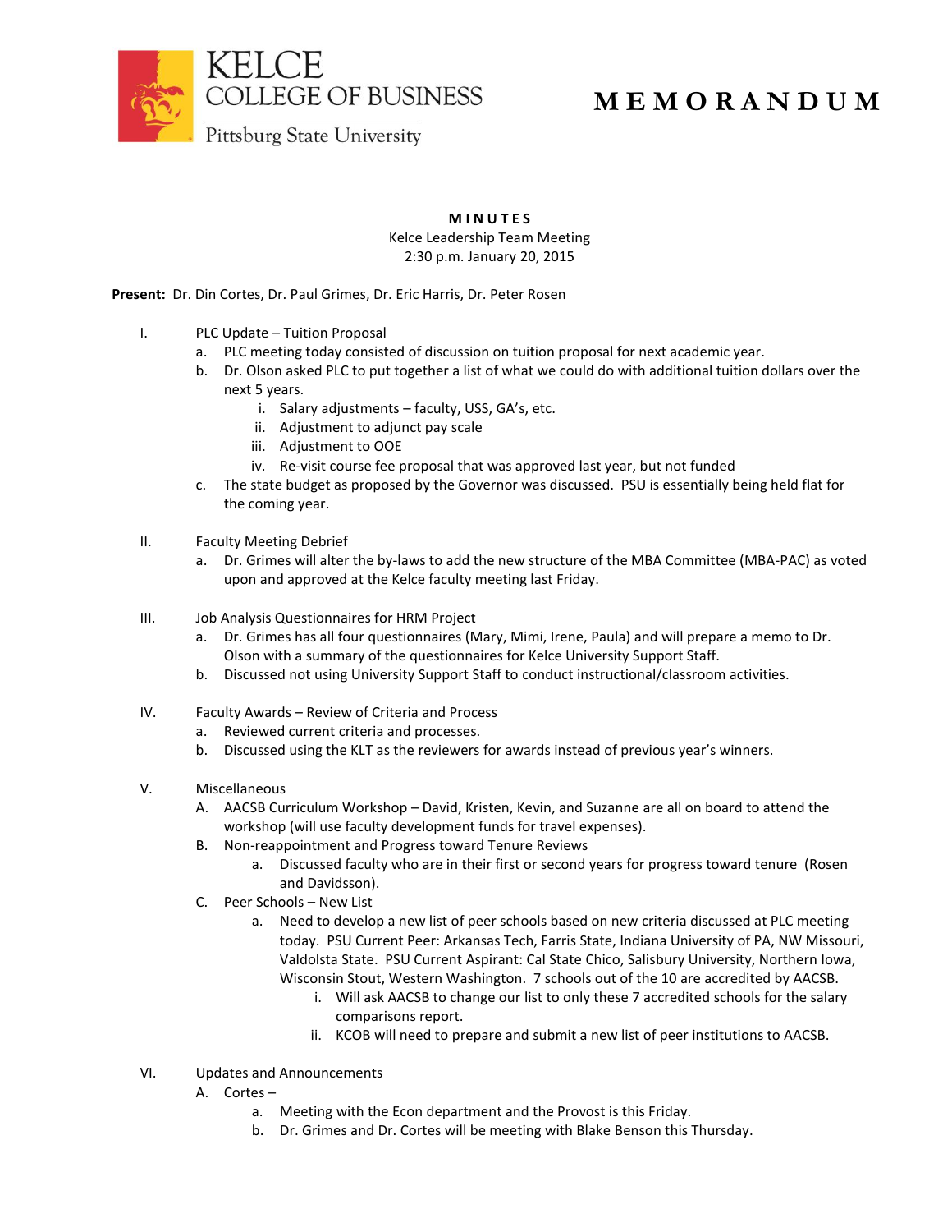KELCE COLLEGE OF BUSINESS
Pittsburg State University

# MEMORANDUM

**MINUTES**
Kelce Leadership Team Meeting
2:30 p.m. January 20, 2015

**Present:** Dr. Din Cortes, Dr. Paul Grimes, Dr. Eric Harris, Dr. Peter Rosen

I. PLC Update – Tuition Proposal
   a. PLC meeting today consisted of discussion on tuition proposal for next academic year.
   b. Dr. Olson asked PLC to put together a list of what we could do with additional tuition dollars over the next 5 years.
      i. Salary adjustments – faculty, USS, GA's, etc.
      ii. Adjustment to adjunct pay scale
      iii. Adjustment to OOE
      iv. Re-visit course fee proposal that was approved last year, but not funded
   c. The state budget as proposed by the Governor was discussed. PSU is essentially being held flat for the coming year.

II. Faculty Meeting Debrief
   a. Dr. Grimes will alter the by-laws to add the new structure of the MBA Committee (MBA-PAC) as voted upon and approved at the Kelce faculty meeting last Friday.

III. Job Analysis Questionnaires for HRM Project
   a. Dr. Grimes has all four questionnaires (Mary, Mimi, Irene, Paula) and will prepare a memo to Dr. Olson with a summary of the questionnaires for Kelce University Support Staff.
   b. Discussed not using University Support Staff to conduct instructional/classroom activities.

IV. Faculty Awards – Review of Criteria and Process
   a. Reviewed current criteria and processes.
   b. Discussed using the KLT as the reviewers for awards instead of previous year's winners.

V. Miscellaneous
   A. AACSB Curriculum Workshop – David, Kristen, Kevin, and Suzanne are all on board to attend the workshop (will use faculty development funds for travel expenses).
   B. Non-reappointment and Progress toward Tenure Reviews
      a. Discussed faculty who are in their first or second years for progress toward tenure (Rosen and Davidsson).
   C. Peer Schools – New List
      a. Need to develop a new list of peer schools based on new criteria discussed at PLC meeting today. PSU Current Peer: Arkansas Tech, Farris State, Indiana University of PA, NW Missouri, Valdolsta State. PSU Current Aspirant: Cal State Chico, Salisbury University, Northern Iowa, Wisconsin Stout, Western Washington. 7 schools out of the 10 are accredited by AACSB.
         i. Will ask AACSB to change our list to only these 7 accredited schools for the salary comparisons report.
         ii. KCOB will need to prepare and submit a new list of peer institutions to AACSB.

VI. Updates and Announcements
   A. Cortes –
      a. Meeting with the Econ department and the Provost is this Friday.
      b. Dr. Grimes and Dr. Cortes will be meeting with Blake Benson this Thursday.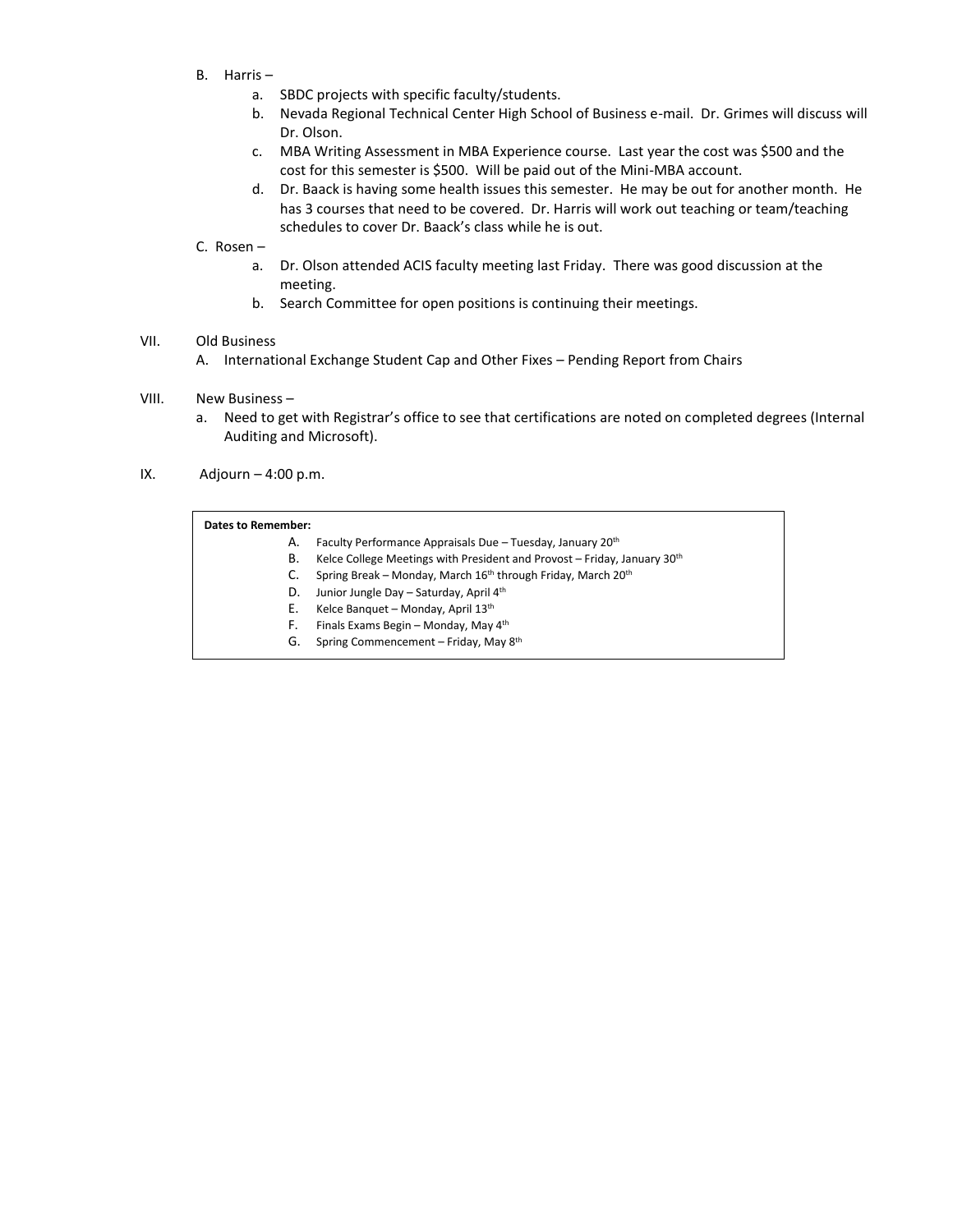B. Harris –

   a. SBDC projects with specific faculty/students.
   b. Nevada Regional Technical Center High School of Business e-mail. Dr. Grimes will discuss will Dr. Olson.
   c. MBA Writing Assessment in MBA Experience course. Last year the cost was $500 and the cost for this semester is $500. Will be paid out of the Mini-MBA account.
   d. Dr. Baack is having some health issues this semester. He may be out for another month. He has 3 courses that need to be covered. Dr. Harris will work out teaching or team/teaching schedules to cover Dr. Baack's class while he is out.

C. Rosen –

   a. Dr. Olson attended ACIS faculty meeting last Friday. There was good discussion at the meeting.
   b. Search Committee for open positions is continuing their meetings.

VII. Old Business

   A. International Exchange Student Cap and Other Fixes – Pending Report from Chairs

VIII. New Business –

   a. Need to get with Registrar's office to see that certifications are noted on completed degrees (Internal Auditing and Microsoft).

IX. Adjourn – 4:00 p.m.

**Dates to Remember:**

A. Faculty Performance Appraisals Due – Tuesday, January 20th
B. Kelce College Meetings with President and Provost – Friday, January 30th
C. Spring Break – Monday, March 16th through Friday, March 20th
D. Junior Jungle Day – Saturday, April 4th
E. Kelce Banquet – Monday, April 13th
F. Finals Exams Begin – Monday, May 4th
G. Spring Commencement – Friday, May 8th